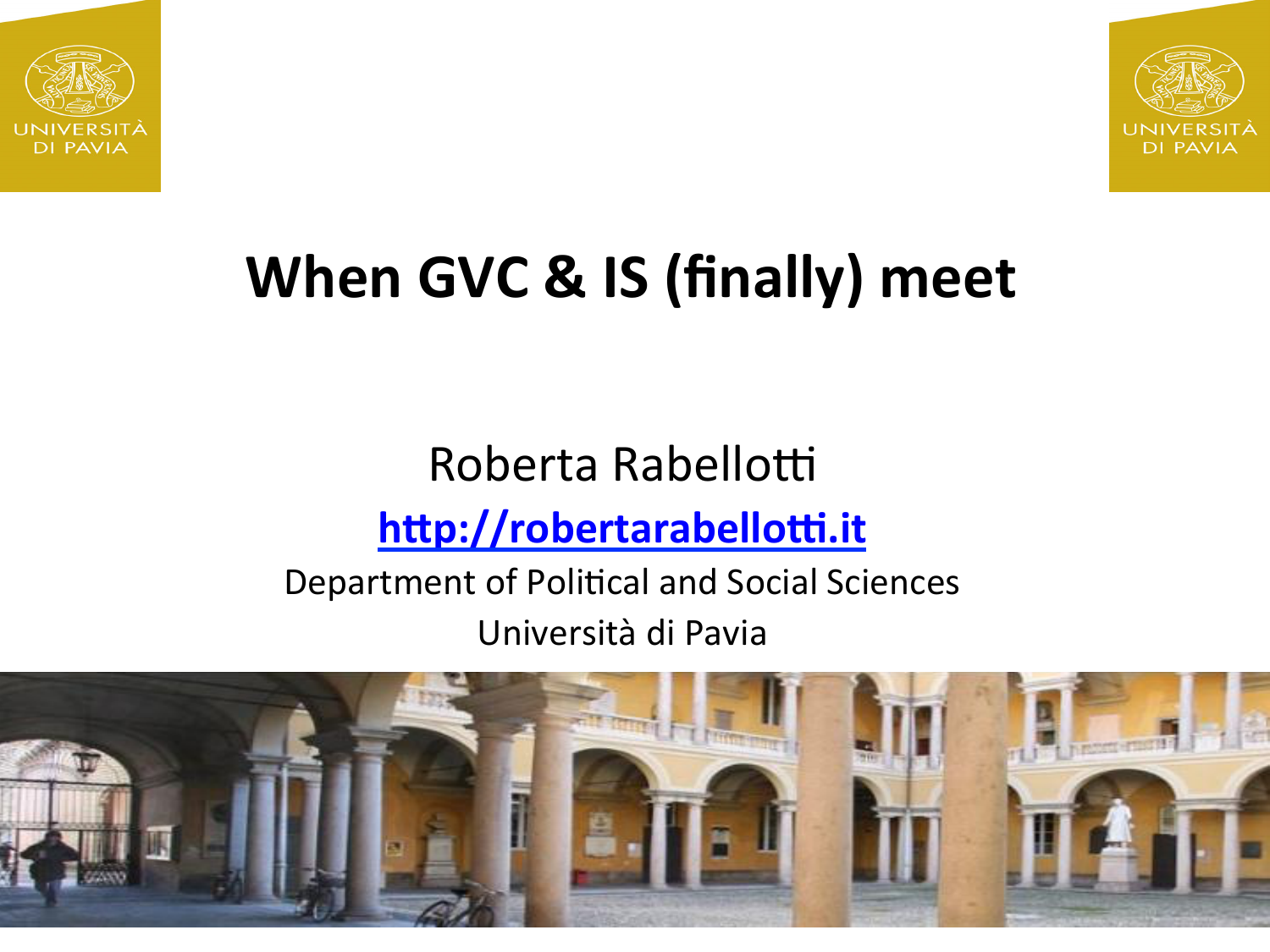# When GVC & IS (finally) meet

Roberta Rabellotti

**http://robertarabellotti.it**

Department of Political and Social Sciences

Università di Pavia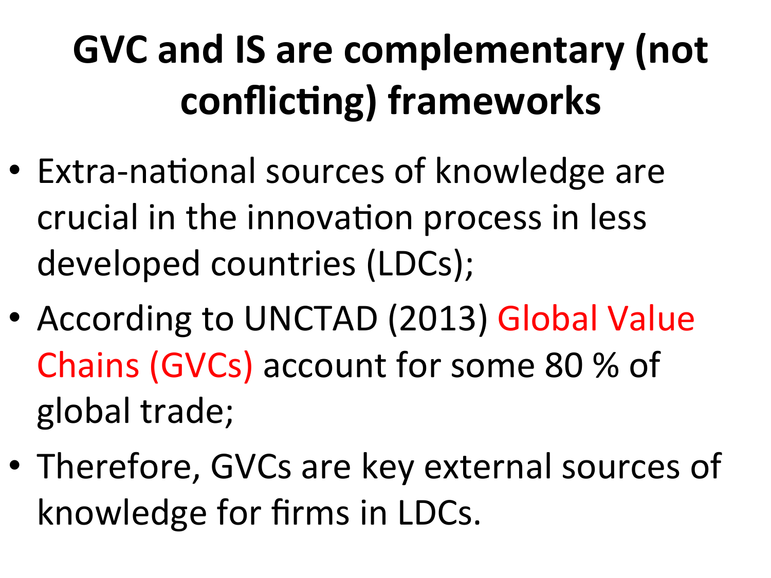# GVC and IS are complementary (not conflicting) frameworks

- Extra-national sources of knowledge are crucial in the innovation process in less developed countries (LDCs);
- According to UNCTAD (2013) Global Value Chains (GVCs) account for some 80 % of global trade;
- Therefore, GVCs are key external sources of knowledge for firms in LDCs.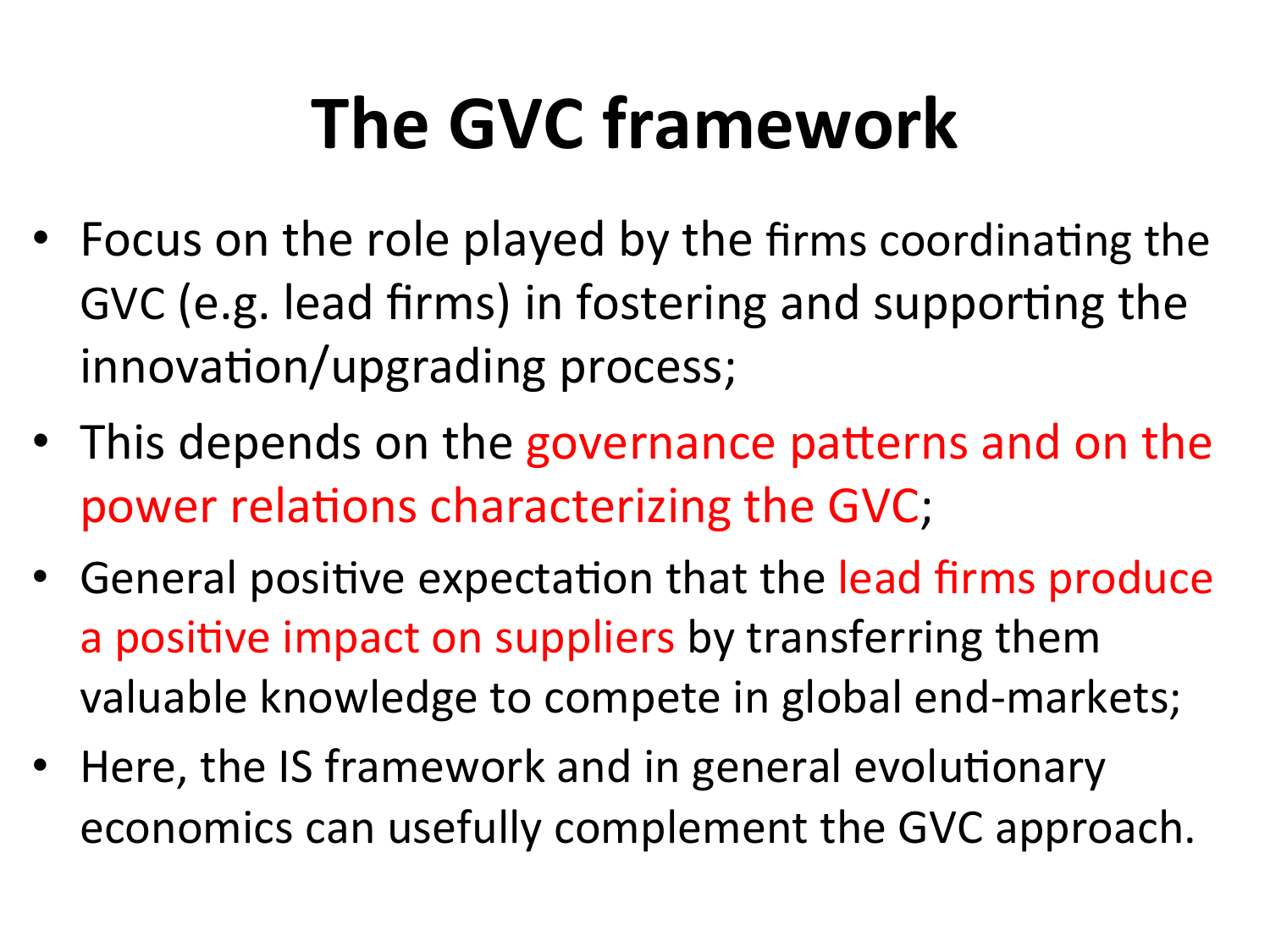# The GVC framework

- Focus on the role played by the firms coordinating the GVC (e.g. lead firms) in fostering and supporting the innovation/upgrading process;
- This depends on the governance patterns and on the power relations characterizing the GVC;
- General positive expectation that the lead firms produce a positive impact on suppliers by transferring them valuable knowledge to compete in global end-markets;
- Here, the IS framework and in general evolutionary economics can usefully complement the GVC approach.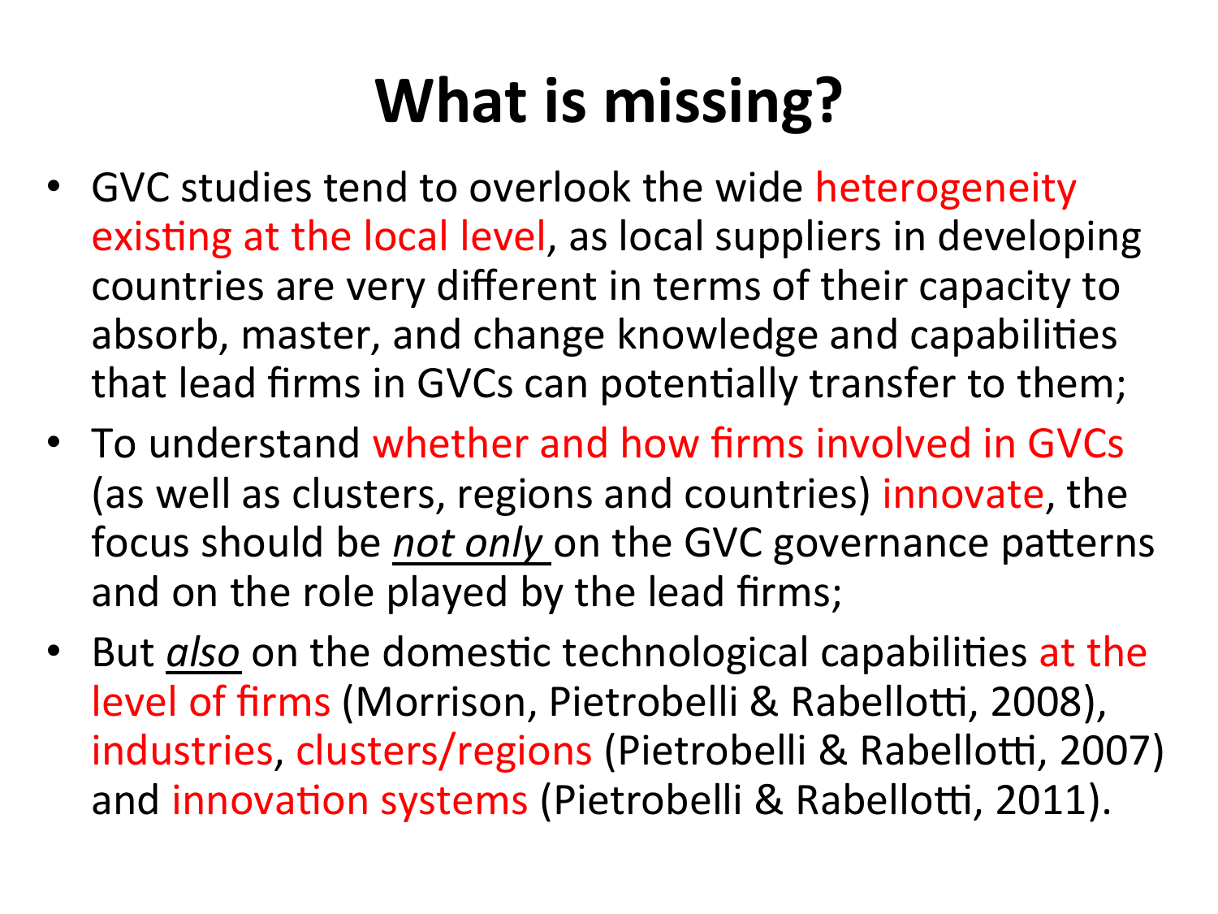# What is missing?

- GVC studies tend to overlook the wide heterogeneity existing at the local level, as local suppliers in developing countries are very different in terms of their capacity to absorb, master, and change knowledge and capabilities that lead firms in GVCs can potentially transfer to them;
- To understand whether and how firms involved in GVCs (as well as clusters, regions and countries) innovate, the focus should be *not only* on the GVC governance patterns and on the role played by the lead firms;
- But *also* on the domestic technological capabilities at the level of firms (Morrison, Pietrobelli & Rabellotti, 2008), industries, clusters/regions (Pietrobelli & Rabellotti, 2007) and innovation systems (Pietrobelli & Rabellotti, 2011).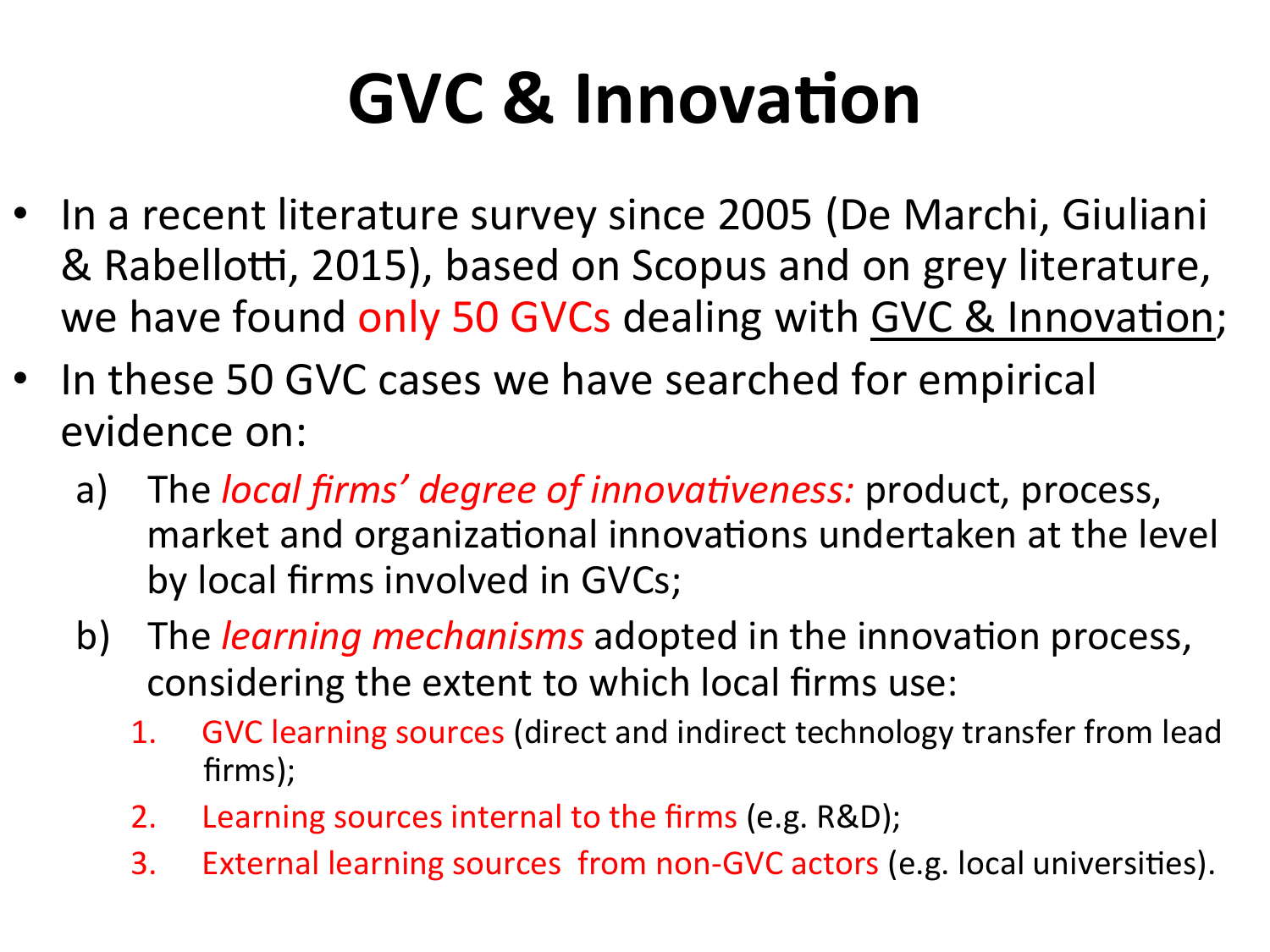# GVC & Innovation

- In a recent literature survey since 2005 (De Marchi, Giuliani & Rabellotti, 2015), based on Scopus and on grey literature, we have found only 50 GVCs dealing with GVC & Innovation;
- In these 50 GVC cases we have searched for empirical evidence on:
  a) The *local firms' degree of innovativeness:* product, process, market and organizational innovations undertaken at the level by local firms involved in GVCs;
  b) The *learning mechanisms* adopted in the innovation process, considering the extent to which local firms use:
     1. GVC learning sources (direct and indirect technology transfer from lead firms);
     2. Learning sources internal to the firms (e.g. R&D);
     3. External learning sources from non-GVC actors (e.g. local universities).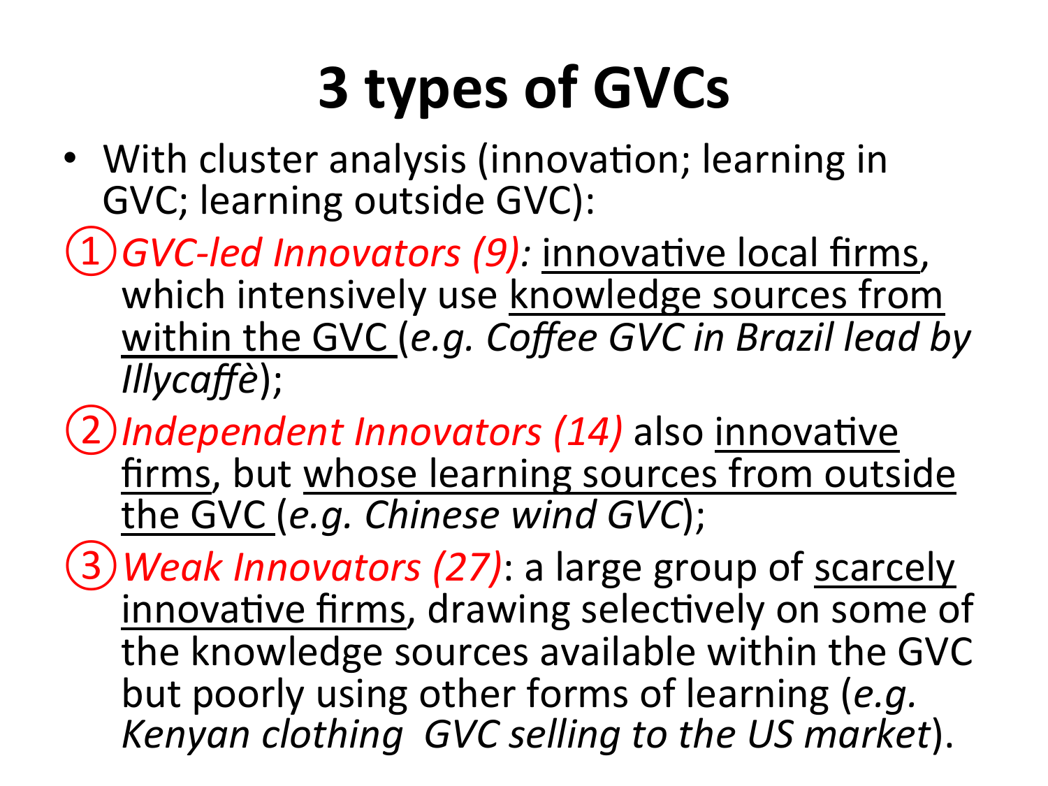# 3 types of GVCs

- With cluster analysis (innovation; learning in GVC; learning outside GVC):

① *GVC-led Innovators (9):* innovative local firms, which intensively use knowledge sources from within the GVC (*e.g. Coffee GVC in Brazil lead by Illycaffè*);

② *Independent Innovators (14)* also innovative firms, but whose learning sources from outside the GVC (*e.g. Chinese wind GVC*);

③ *Weak Innovators (27)*: a large group of scarcely innovative firms, drawing selectively on some of the knowledge sources available within the GVC but poorly using other forms of learning (*e.g. Kenyan clothing GVC selling to the US market*).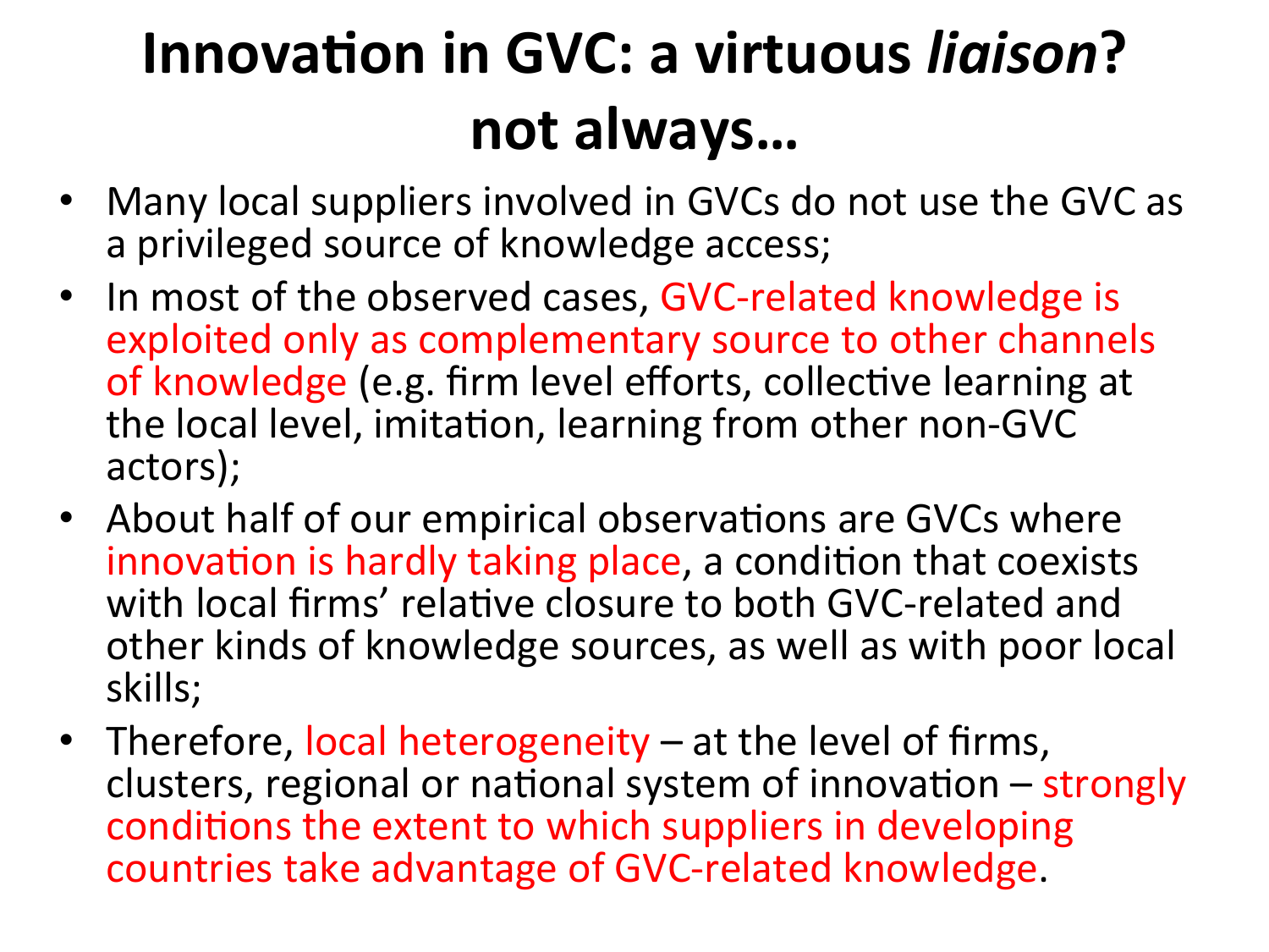# Innovation in GVC: a virtuous *liaison*? not always…

- Many local suppliers involved in GVCs do not use the GVC as a privileged source of knowledge access;
- In most of the observed cases, GVC-related knowledge is exploited only as complementary source to other channels of knowledge (e.g. firm level efforts, collective learning at the local level, imitation, learning from other non-GVC actors);
- About half of our empirical observations are GVCs where innovation is hardly taking place, a condition that coexists with local firms' relative closure to both GVC-related and other kinds of knowledge sources, as well as with poor local skills;
- Therefore, local heterogeneity – at the level of firms, clusters, regional or national system of innovation – strongly conditions the extent to which suppliers in developing countries take advantage of GVC-related knowledge.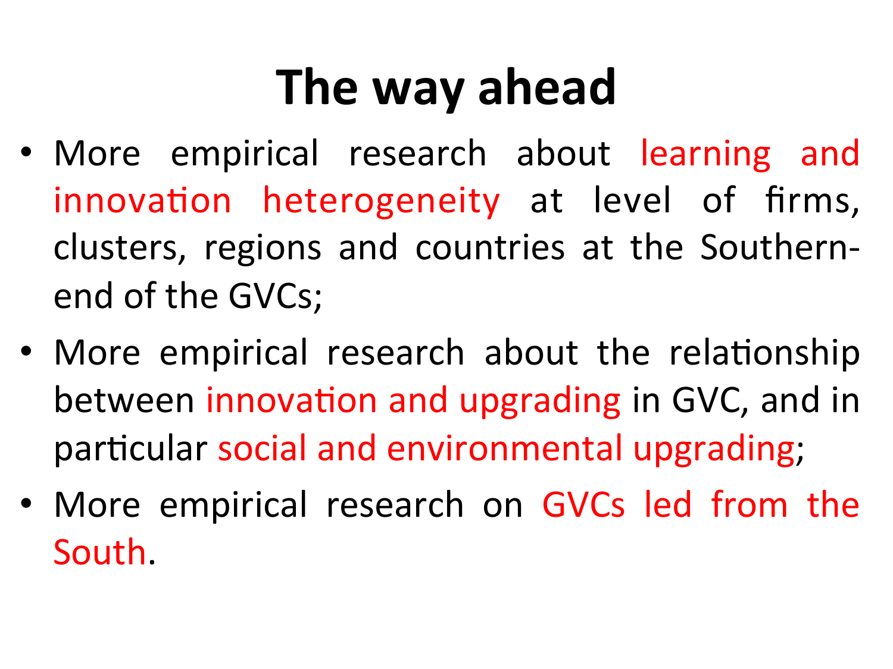# The way ahead

- More empirical research about learning and innovation heterogeneity at level of firms, clusters, regions and countries at the Southern-end of the GVCs;
- More empirical research about the relationship between innovation and upgrading in GVC, and in particular social and environmental upgrading;
- More empirical research on GVCs led from the South.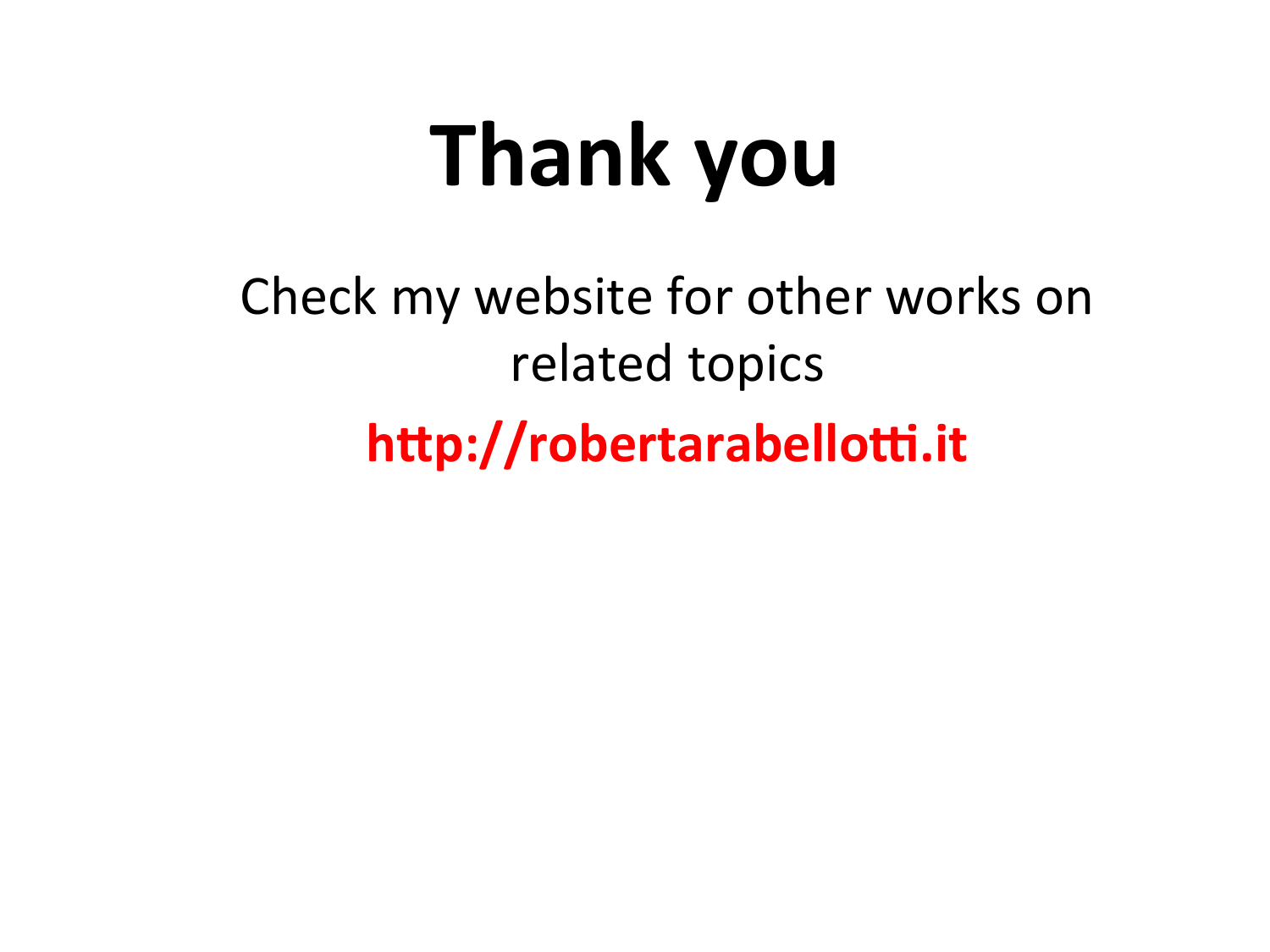# Thank you

Check my website for other works on related topics

**http://robertarabellotti.it**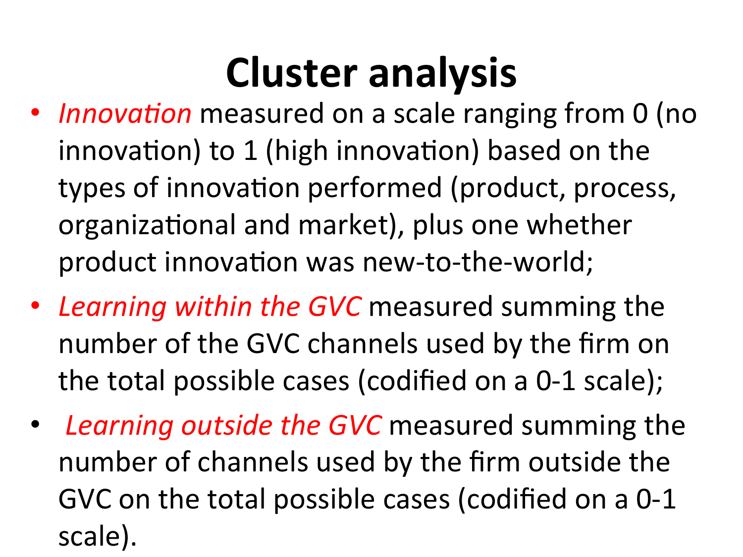# Cluster analysis

- *Innovation* measured on a scale ranging from 0 (no innovation) to 1 (high innovation) based on the types of innovation performed (product, process, organizational and market), plus one whether product innovation was new-to-the-world;
- *Learning within the GVC* measured summing the number of the GVC channels used by the firm on the total possible cases (codified on a 0-1 scale);
- *Learning outside the GVC* measured summing the number of channels used by the firm outside the GVC on the total possible cases (codified on a 0-1 scale).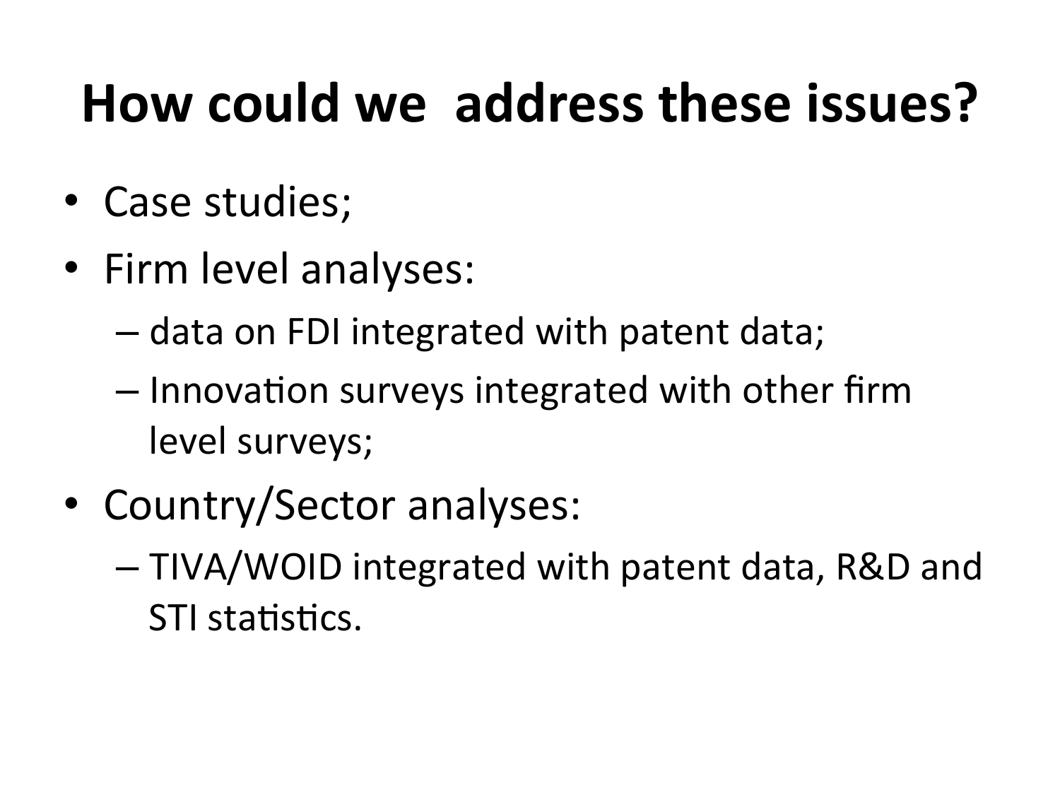# How could we address these issues?

- Case studies;
- Firm level analyses:
  - data on FDI integrated with patent data;
  - Innovation surveys integrated with other firm level surveys;
- Country/Sector analyses:
  - TIVA/WOID integrated with patent data, R&D and STI statistics.